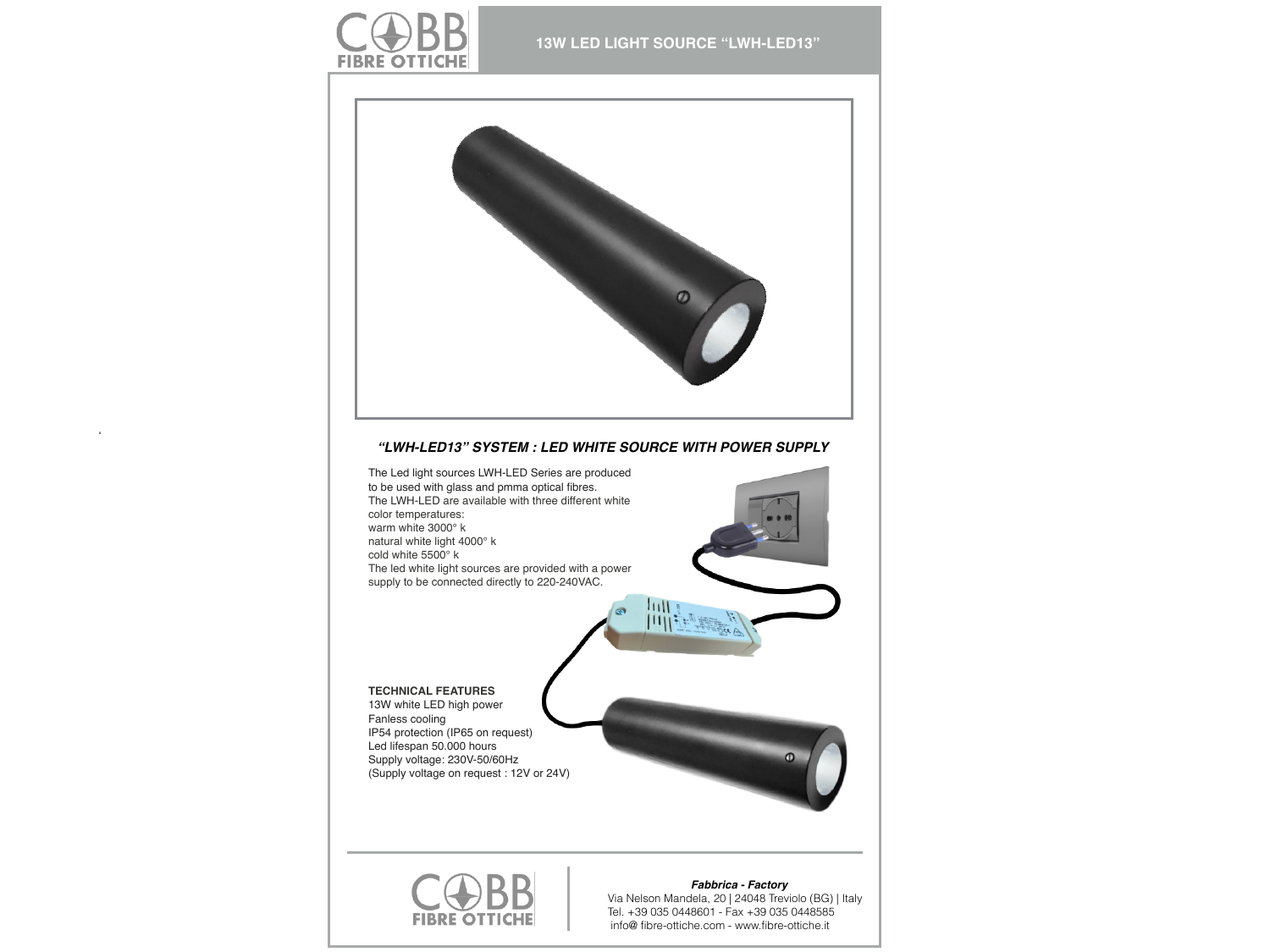# 13W LED LIGHT SOURCE “LWH-LED13”

## *“LWH-LED13” SYSTEM : LED WHITE SOURCE WITH POWER SUPPLY*

The Led light sources LWH-LED Series are produced to be used with glass and pmma optical fibres.
The LWH-LED are available with three different white color temperatures:
warm white 3000° k
natural white light 4000° k
cold white 5500° k
The led white light sources are provided with a power supply to be connected directly to 220-240VAC.

**TECHNICAL FEATURES**
13W white LED high power
Fanless cooling
IP54 protection (IP65 on request)
Led lifespan 50.000 hours
Supply voltage: 230V-50/60Hz
(Supply voltage on request : 12V or 24V)

***Fabbrica - Factory***
Via Nelson Mandela, 20 | 24048 Treviolo (BG) | Italy
Tel. +39 035 0448601 - Fax +39 035 0448585
info@ fibre-ottiche.com - www.fibre-ottiche.it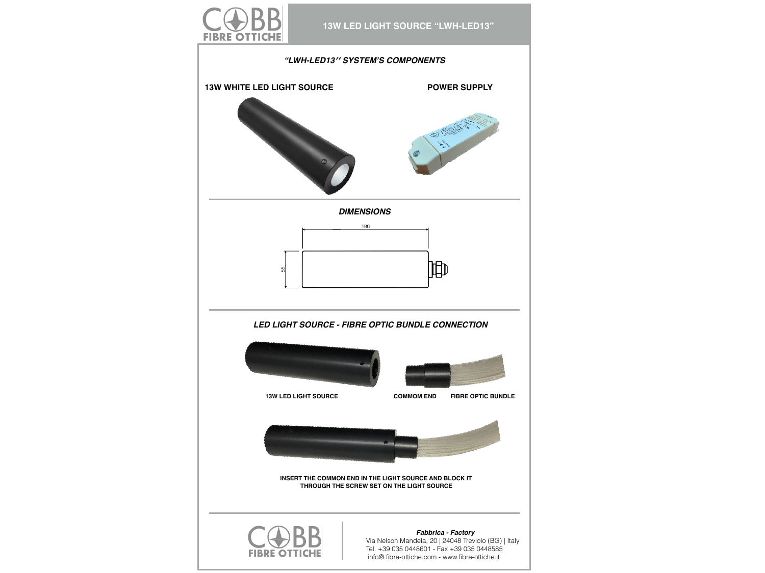# 13W LED LIGHT SOURCE "LWH-LED13"

## *"LWH-LED13'' SYSTEM'S COMPONENTS*

**13W WHITE LED LIGHT SOURCE**

**POWER SUPPLY**

## *DIMENSIONS*

190

55

## *LED LIGHT SOURCE - FIBRE OPTIC BUNDLE CONNECTION*

**13W LED LIGHT SOURCE**

**COMMOM END**

**FIBRE OPTIC BUNDLE**

**INSERT THE COMMON END IN THE LIGHT SOURCE AND BLOCK IT THROUGH THE SCREW SET ON THE LIGHT SOURCE**

***Fabbrica - Factory***

Via Nelson Mandela, 20 | 24048 Treviolo (BG) | Italy
Tel. +39 035 0448601 - Fax +39 035 0448585
info@ fibre-ottiche.com - www.fibre-ottiche.it